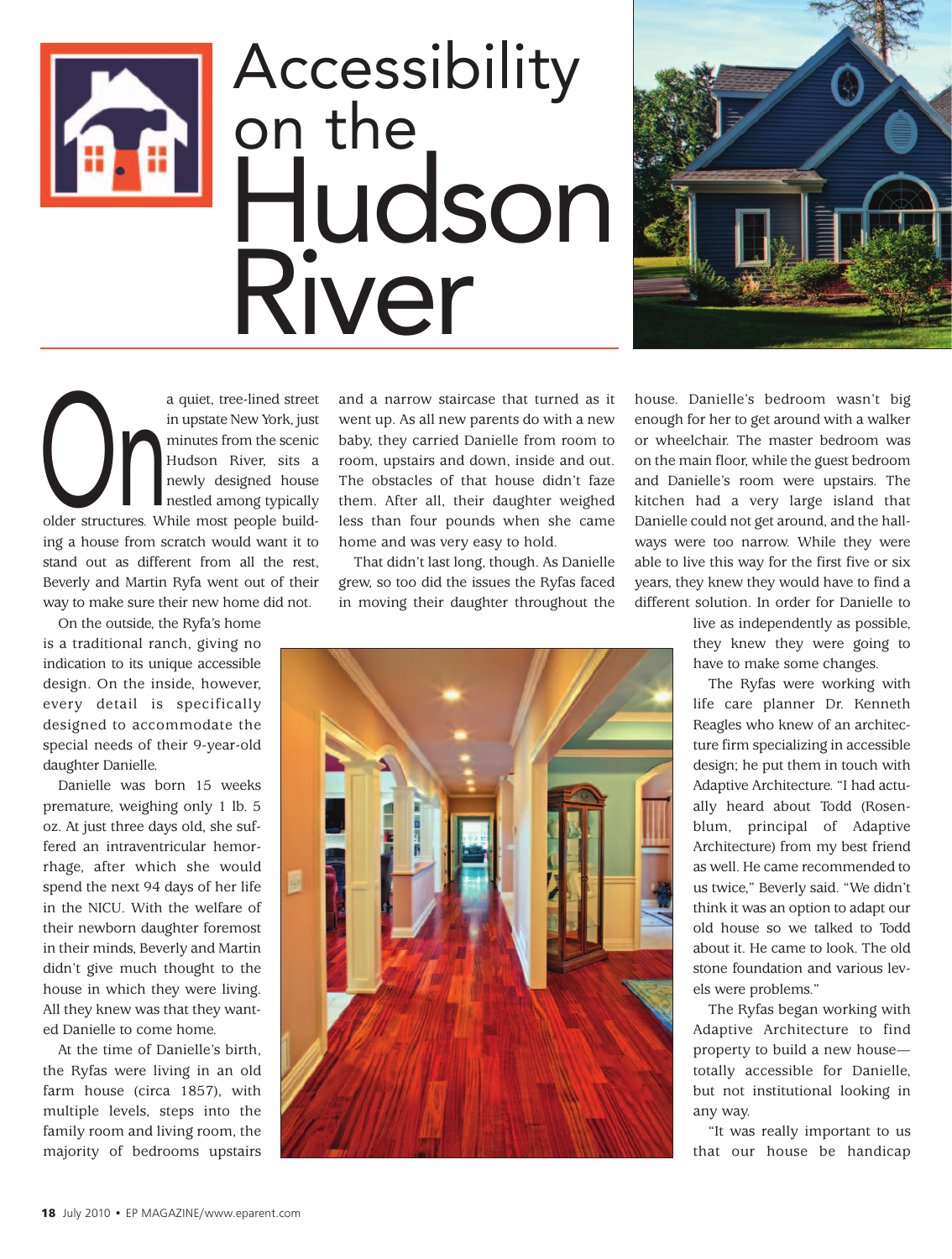# Accessibility on the Hudson River

On a quiet, tree-lined street in upstate New York, just minutes from the scenic Hudson River, sits a newly designed house nestled among typically older structures. While most people building a house from scratch would want it to stand out as different from all the rest, Beverly and Martin Ryfa went out of their way to make sure their new home did not.

On the outside, the Ryfa's home is a traditional ranch, giving no indication to its unique accessible design. On the inside, however, every detail is specifically designed to accommodate the special needs of their 9-year-old daughter Danielle.

Danielle was born 15 weeks premature, weighing only 1 lb. 5 oz. At just three days old, she suffered an intraventricular hemorrhage, after which she would spend the next 94 days of her life in the NICU. With the welfare of their newborn daughter foremost in their minds, Beverly and Martin didn't give much thought to the house in which they were living. All they knew was that they wanted Danielle to come home.

At the time of Danielle's birth, the Ryfas were living in an old farm house (circa 1857), with multiple levels, steps into the family room and living room, the majority of bedrooms upstairs and a narrow staircase that turned as it went up. As all new parents do with a new baby, they carried Danielle from room to room, upstairs and down, inside and out. The obstacles of that house didn't faze them. After all, their daughter weighed less than four pounds when she came home and was very easy to hold.

That didn't last long, though. As Danielle grew, so too did the issues the Ryfas faced in moving their daughter throughout the house. Danielle's bedroom wasn't big enough for her to get around with a walker or wheelchair. The master bedroom was on the main floor, while the guest bedroom and Danielle's room were upstairs. The kitchen had a very large island that Danielle could not get around, and the hallways were too narrow. While they were able to live this way for the first five or six years, they knew they would have to find a different solution. In order for Danielle to live as independently as possible, they knew they were going to have to make some changes.

The Ryfas were working with life care planner Dr. Kenneth Reagles who knew of an architecture firm specializing in accessible design; he put them in touch with Adaptive Architecture. "I had actually heard about Todd (Rosenblum, principal of Adaptive Architecture) from my best friend as well. He came recommended to us twice," Beverly said. "We didn't think it was an option to adapt our old house so we talked to Todd about it. He came to look. The old stone foundation and various levels were problems."

The Ryfas began working with Adaptive Architecture to find property to build a new house—totally accessible for Danielle, but not institutional looking in any way.

"It was really important to us that our house be handicap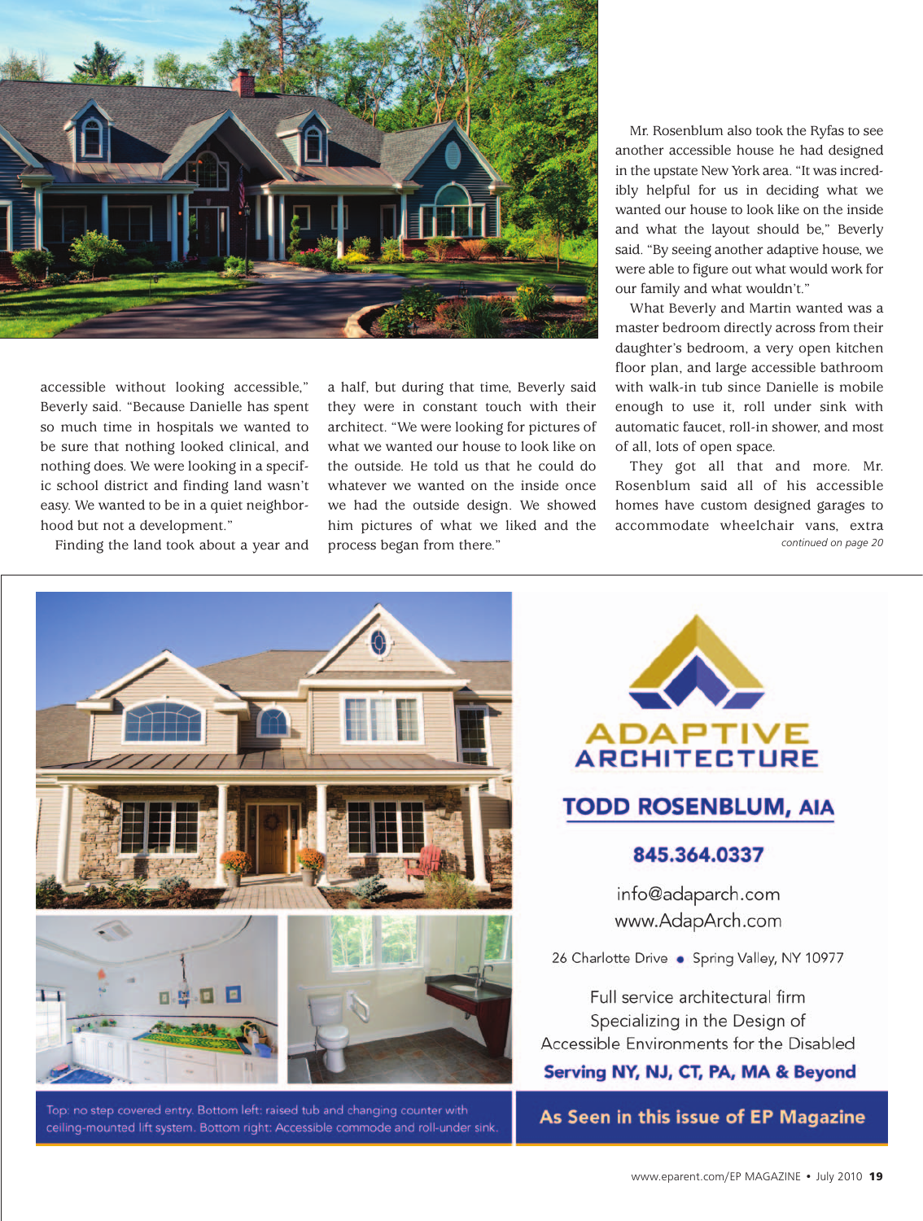accessible without looking accessible," Beverly said. "Because Danielle has spent so much time in hospitals we wanted to be sure that nothing looked clinical, and nothing does. We were looking in a specific school district and finding land wasn't easy. We wanted to be in a quiet neighborhood but not a development."

Finding the land took about a year and a half, but during that time, Beverly said they were in constant touch with their architect. "We were looking for pictures of what we wanted our house to look like on the outside. He told us that he could do whatever we wanted on the inside once we had the outside design. We showed him pictures of what we liked and the process began from there."

Mr. Rosenblum also took the Ryfas to see another accessible house he had designed in the upstate New York area. "It was incredibly helpful for us in deciding what we wanted our house to look like on the inside and what the layout should be," Beverly said. "By seeing another adaptive house, we were able to figure out what would work for our family and what wouldn't."

What Beverly and Martin wanted was a master bedroom directly across from their daughter's bedroom, a very open kitchen floor plan, and large accessible bathroom with walk-in tub since Danielle is mobile enough to use it, roll under sink with automatic faucet, roll-in shower, and most of all, lots of open space.

They got all that and more. Mr. Rosenblum said all of his accessible homes have custom designed garages to accommodate wheelchair vans, extra

*continued on page 20*

Top: no step covered entry. Bottom left: raised tub and changing counter with ceiling-mounted lift system. Bottom right: Accessible commode and roll-under sink.

**ADAPTIVE ARCHITECTURE**

**TODD ROSENBLUM, AIA**

**845.364.0337**

info@adaparch.com
www.AdapArch.com

26 Charlotte Drive • Spring Valley, NY 10977

Full service architectural firm
Specializing in the Design of
Accessible Environments for the Disabled

**Serving NY, NJ, CT, PA, MA & Beyond**

**As Seen in this issue of EP Magazine**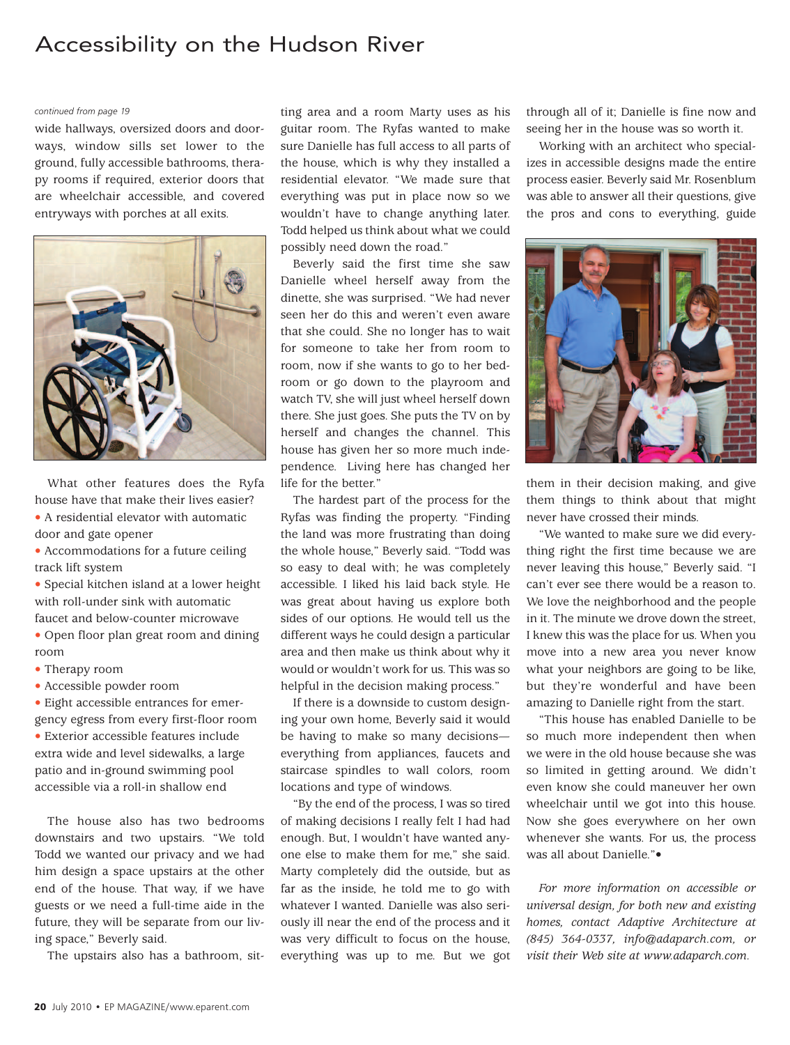# Accessibility on the Hudson River

*continued from page 19*

wide hallways, oversized doors and doorways, window sills set lower to the ground, fully accessible bathrooms, therapy rooms if required, exterior doors that are wheelchair accessible, and covered entryways with porches at all exits.

What other features does the Ryfa house have that make their lives easier?

- A residential elevator with automatic door and gate opener
- Accommodations for a future ceiling track lift system
- Special kitchen island at a lower height with roll-under sink with automatic faucet and below-counter microwave
- Open floor plan great room and dining room
- Therapy room
- Accessible powder room
- Eight accessible entrances for emergency egress from every first-floor room
- Exterior accessible features include extra wide and level sidewalks, a large patio and in-ground swimming pool accessible via a roll-in shallow end

The house also has two bedrooms downstairs and two upstairs. "We told Todd we wanted our privacy and we had him design a space upstairs at the other end of the house. That way, if we have guests or we need a full-time aide in the future, they will be separate from our living space," Beverly said.

The upstairs also has a bathroom, sitting area and a room Marty uses as his guitar room. The Ryfas wanted to make sure Danielle has full access to all parts of the house, which is why they installed a residential elevator. "We made sure that everything was put in place now so we wouldn't have to change anything later. Todd helped us think about what we could possibly need down the road."

Beverly said the first time she saw Danielle wheel herself away from the dinette, she was surprised. "We had never seen her do this and weren't even aware that she could. She no longer has to wait for someone to take her from room to room, now if she wants to go to her bedroom or go down to the playroom and watch TV, she will just wheel herself down there. She just goes. She puts the TV on by herself and changes the channel. This house has given her so more much independence. Living here has changed her life for the better."

The hardest part of the process for the Ryfas was finding the property. "Finding the land was more frustrating than doing the whole house," Beverly said. "Todd was so easy to deal with; he was completely accessible. I liked his laid back style. He was great about having us explore both sides of our options. He would tell us the different ways he could design a particular area and then make us think about why it would or wouldn't work for us. This was so helpful in the decision making process."

If there is a downside to custom designing your own home, Beverly said it would be having to make so many decisions—everything from appliances, faucets and staircase spindles to wall colors, room locations and type of windows.

"By the end of the process, I was so tired of making decisions I really felt I had had enough. But, I wouldn't have wanted anyone else to make them for me," she said. Marty completely did the outside, but as far as the inside, he told me to go with whatever I wanted. Danielle was also seriously ill near the end of the process and it was very difficult to focus on the house, everything was up to me. But we got through all of it; Danielle is fine now and seeing her in the house was so worth it.

Working with an architect who specializes in accessible designs made the entire process easier. Beverly said Mr. Rosenblum was able to answer all their questions, give the pros and cons to everything, guide them in their decision making, and give them things to think about that might never have crossed their minds.

"We wanted to make sure we did everything right the first time because we are never leaving this house," Beverly said. "I can't ever see there would be a reason to. We love the neighborhood and the people in it. The minute we drove down the street, I knew this was the place for us. When you move into a new area you never know what your neighbors are going to be like, but they're wonderful and have been amazing to Danielle right from the start.

"This house has enabled Danielle to be so much more independent then when we were in the old house because she was so limited in getting around. We didn't even know she could maneuver her own wheelchair until we got into this house. Now she goes everywhere on her own whenever she wants. For us, the process was all about Danielle."•

*For more information on accessible or universal design, for both new and existing homes, contact Adaptive Architecture at (845) 364-0337, info@adaparch.com, or visit their Web site at www.adaparch.com.*